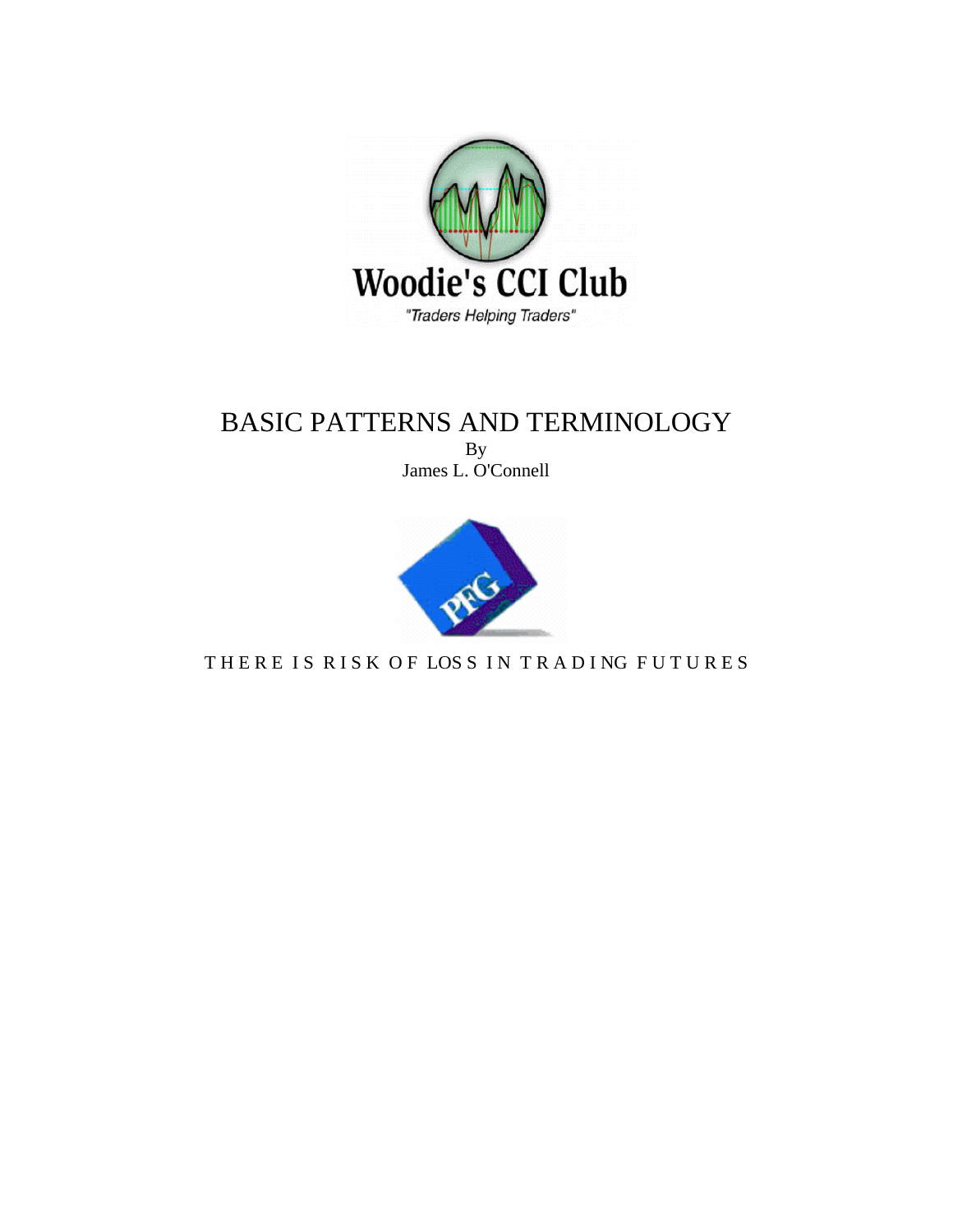# BASIC PATTERNS AND TERMINOLOGY

By

James L. O'Connell

THERE IS RISK OF LOSS IN TRADING FUTURES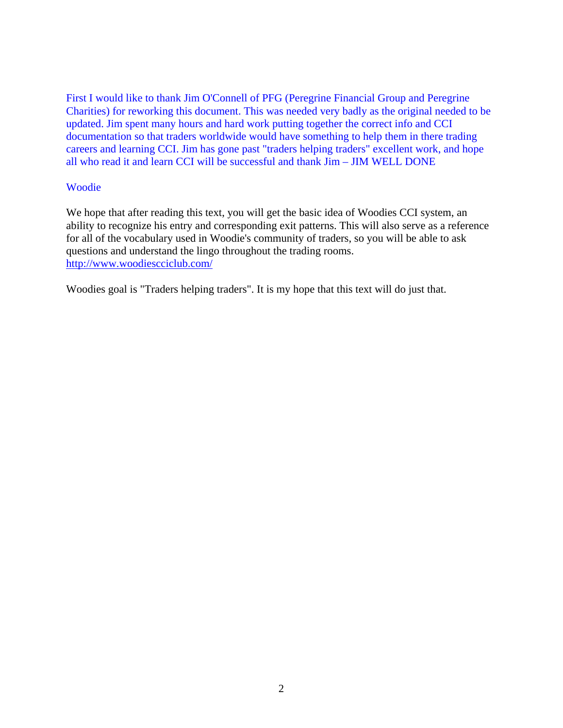First I would like to thank Jim O'Connell of PFG (Peregrine Financial Group and Peregrine Charities) for reworking this document. This was needed very badly as the original needed to be updated. Jim spent many hours and hard work putting together the correct info and CCI documentation so that traders worldwide would have something to help them in there trading careers and learning CCI. Jim has gone past "traders helping traders" excellent work, and hope all who read it and learn CCI will be successful and thank Jim – JIM WELL DONE

Woodie

We hope that after reading this text, you will get the basic idea of Woodies CCI system, an ability to recognize his entry and corresponding exit patterns. This will also serve as a reference for all of the vocabulary used in Woodie's community of traders, so you will be able to ask questions and understand the lingo throughout the trading rooms. http://www.woodiescciclub.com/

Woodies goal is "Traders helping traders". It is my hope that this text will do just that.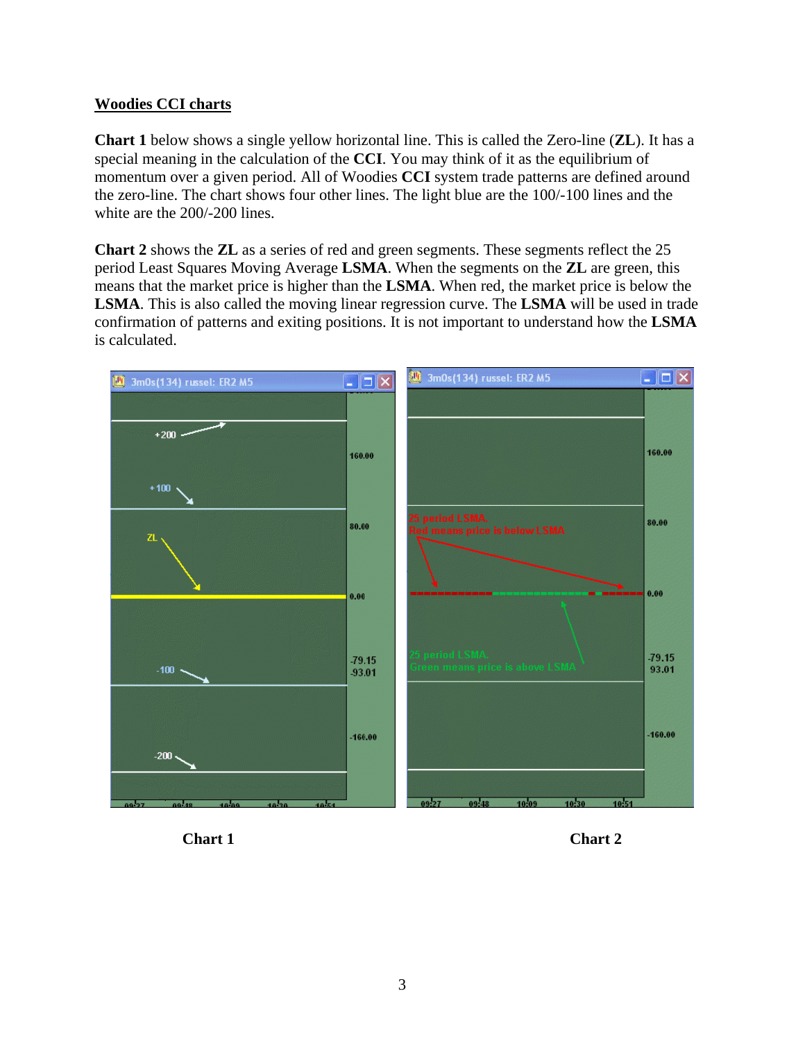## Woodies CCI charts

**Chart 1** below shows a single yellow horizontal line. This is called the Zero-line (**ZL**). It has a special meaning in the calculation of the **CCI**. You may think of it as the equilibrium of momentum over a given period. All of Woodies **CCI** system trade patterns are defined around the zero-line. The chart shows four other lines. The light blue are the 100/-100 lines and the white are the 200/-200 lines.

**Chart 2** shows the **ZL** as a series of red and green segments. These segments reflect the 25 period Least Squares Moving Average **LSMA**. When the segments on the **ZL** are green, this means that the market price is higher than the **LSMA**. When red, the market price is below the **LSMA**. This is also called the moving linear regression curve. The **LSMA** will be used in trade confirmation of patterns and exiting positions. It is not important to understand how the **LSMA** is calculated.

**Chart 1** **Chart 2**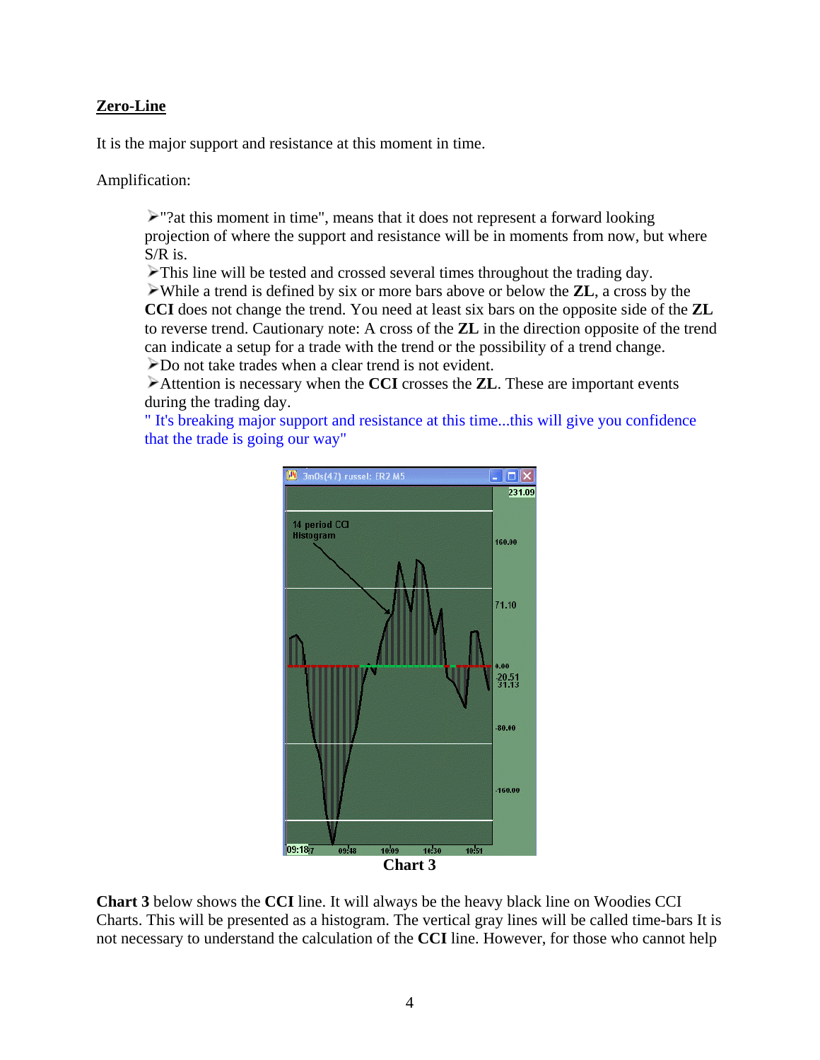## Zero-Line

It is the major support and resistance at this moment in time.

Amplification:

- "?at this moment in time", means that it does not represent a forward looking projection of where the support and resistance will be in moments from now, but where S/R is.
- This line will be tested and crossed several times throughout the trading day.
- While a trend is defined by six or more bars above or below the **ZL**, a cross by the **CCI** does not change the trend. You need at least six bars on the opposite side of the **ZL** to reverse trend. Cautionary note: A cross of the **ZL** in the direction opposite of the trend can indicate a setup for a trade with the trend or the possibility of a trend change.
- Do not take trades when a clear trend is not evident.
- Attention is necessary when the **CCI** crosses the **ZL**. These are important events during the trading day.

" It's breaking major support and resistance at this time...this will give you confidence that the trade is going our way"

**Chart 3**

**Chart 3** below shows the **CCI** line. It will always be the heavy black line on Woodies CCI Charts. This will be presented as a histogram. The vertical gray lines will be called time-bars It is not necessary to understand the calculation of the **CCI** line. However, for those who cannot help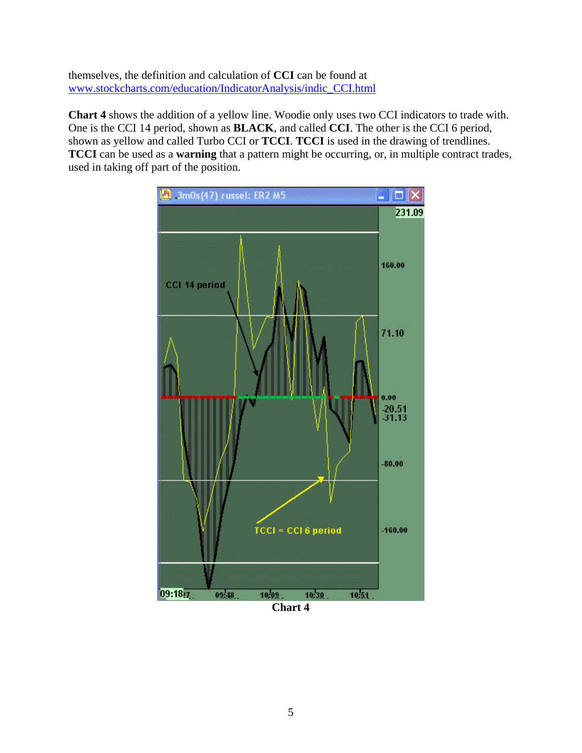themselves, the definition and calculation of **CCI** can be found at www.stockcharts.com/education/IndicatorAnalysis/indic_CCI.html

**Chart 4** shows the addition of a yellow line. Woodie only uses two CCI indicators to trade with. One is the CCI 14 period, shown as **BLACK**, and called **CCI**. The other is the CCI 6 period, shown as yellow and called Turbo CCI or **TCCI**. **TCCI** is used in the drawing of trendlines. **TCCI** can be used as a **warning** that a pattern might be occurring, or, in multiple contract trades, used in taking off part of the position.

**Chart 4**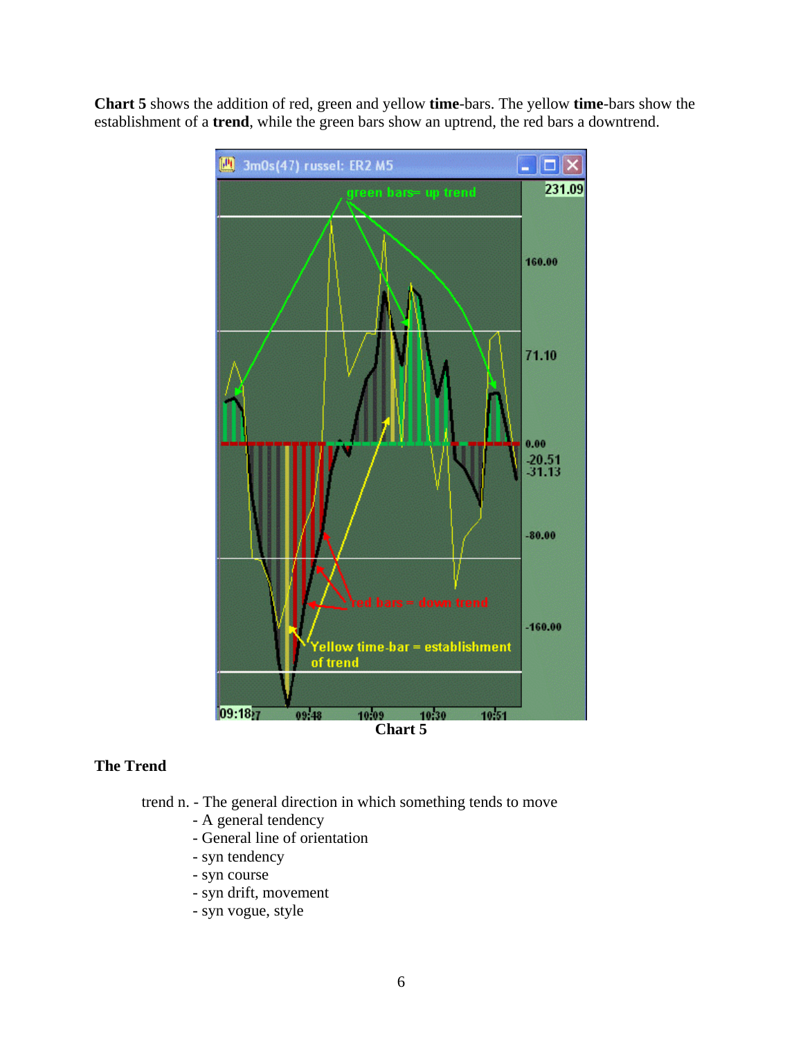**Chart 5** shows the addition of red, green and yellow **time**-bars. The yellow **time**-bars show the establishment of a **trend**, while the green bars show an uptrend, the red bars a downtrend.

**Chart 5**

### The Trend

trend n. - The general direction in which something tends to move

- A general tendency
- General line of orientation
- syn tendency
- syn course
- syn drift, movement
- syn vogue, style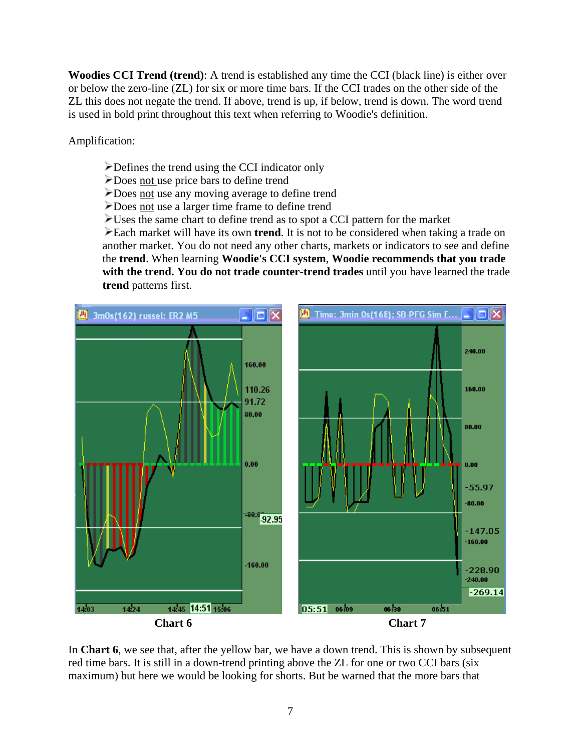**Woodies CCI Trend (trend)**: A trend is established any time the CCI (black line) is either over or below the zero-line (ZL) for six or more time bars. If the CCI trades on the other side of the ZL this does not negate the trend. If above, trend is up, if below, trend is down. The word trend is used in bold print throughout this text when referring to Woodie's definition.

Amplification:

- Defines the trend using the CCI indicator only
- Does not use price bars to define trend
- Does not use any moving average to define trend
- Does not use a larger time frame to define trend
- Uses the same chart to define trend as to spot a CCI pattern for the market
- Each market will have its own **trend**. It is not to be considered when taking a trade on another market. You do not need any other charts, markets or indicators to see and define the **trend**. When learning **Woodie's CCI system**, **Woodie recommends that you trade with the trend. You do not trade counter-trend trades** until you have learned the trade **trend** patterns first.

Chart 6

Chart 7

In **Chart 6**, we see that, after the yellow bar, we have a down trend. This is shown by subsequent red time bars. It is still in a down-trend printing above the ZL for one or two CCI bars (six maximum) but here we would be looking for shorts. But be warned that the more bars that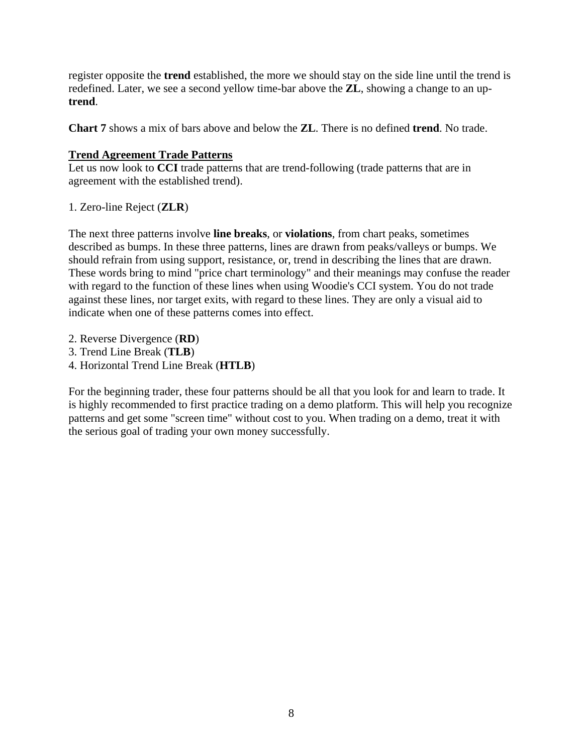register opposite the **trend** established, the more we should stay on the side line until the trend is redefined. Later, we see a second yellow time-bar above the **ZL**, showing a change to an up-**trend**.

**Chart 7** shows a mix of bars above and below the **ZL**. There is no defined **trend**. No trade.

**<u>Trend Agreement Trade Patterns</u>**

Let us now look to **CCI** trade patterns that are trend-following (trade patterns that are in agreement with the established trend).

1. Zero-line Reject (**ZLR**)

The next three patterns involve **line breaks**, or **violations**, from chart peaks, sometimes described as bumps. In these three patterns, lines are drawn from peaks/valleys or bumps. We should refrain from using support, resistance, or, trend in describing the lines that are drawn. These words bring to mind "price chart terminology" and their meanings may confuse the reader with regard to the function of these lines when using Woodie's CCI system. You do not trade against these lines, nor target exits, with regard to these lines. They are only a visual aid to indicate when one of these patterns comes into effect.

2. Reverse Divergence (**RD**)
3. Trend Line Break (**TLB**)
4. Horizontal Trend Line Break (**HTLB**)

For the beginning trader, these four patterns should be all that you look for and learn to trade. It is highly recommended to first practice trading on a demo platform. This will help you recognize patterns and get some "screen time" without cost to you. When trading on a demo, treat it with the serious goal of trading your own money successfully.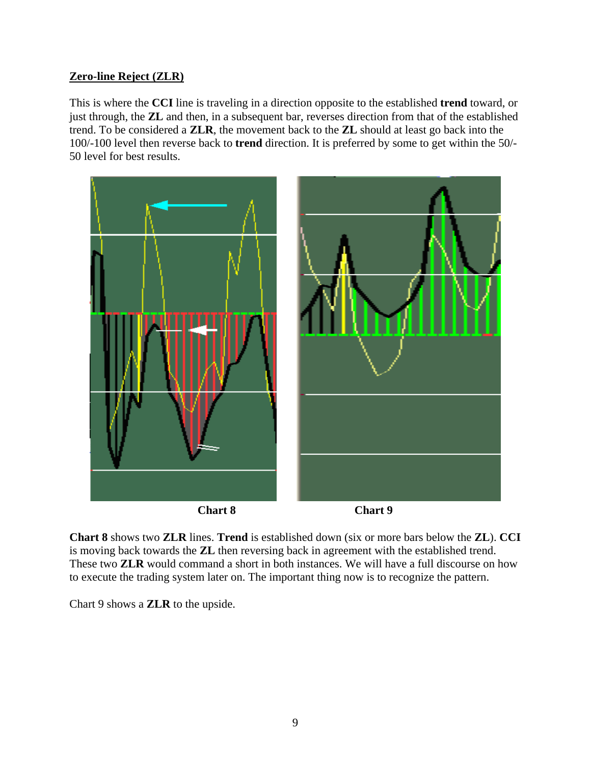## Zero-line Reject (ZLR)

This is where the **CCI** line is traveling in a direction opposite to the established **trend** toward, or just through, the **ZL** and then, in a subsequent bar, reverses direction from that of the established trend. To be considered a **ZLR**, the movement back to the **ZL** should at least go back into the 100/-100 level then reverse back to **trend** direction. It is preferred by some to get within the 50/-50 level for best results.

**Chart 8** **Chart 9**

**Chart 8** shows two **ZLR** lines. **Trend** is established down (six or more bars below the **ZL**). **CCI** is moving back towards the **ZL** then reversing back in agreement with the established trend. These two **ZLR** would command a short in both instances. We will have a full discourse on how to execute the trading system later on. The important thing now is to recognize the pattern.

Chart 9 shows a **ZLR** to the upside.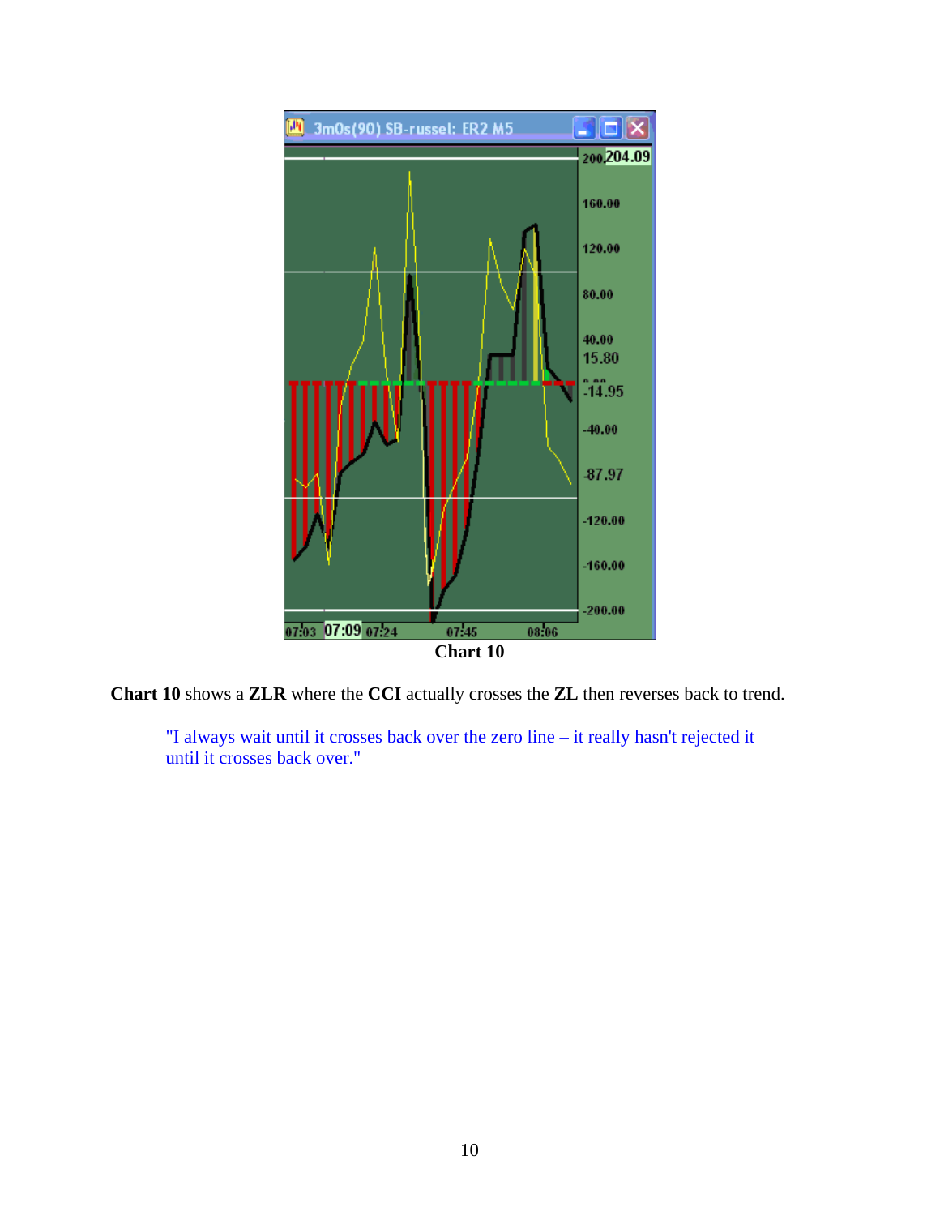**Chart 10**

**Chart 10** shows a **ZLR** where the **CCI** actually crosses the **ZL** then reverses back to trend.

> "I always wait until it crosses back over the zero line – it really hasn't rejected it until it crosses back over."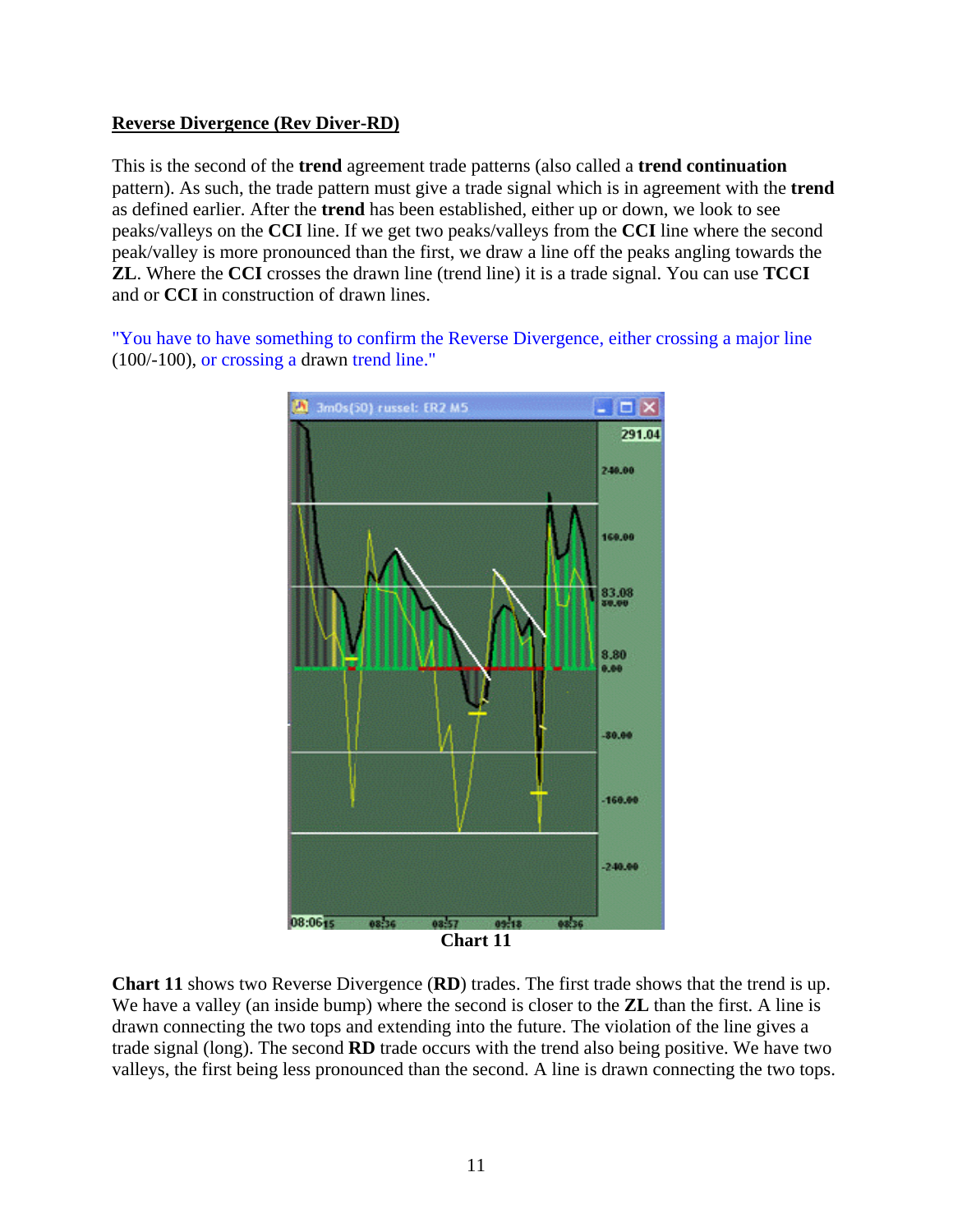**Reverse Divergence (Rev Diver-RD)**

This is the second of the **trend** agreement trade patterns (also called a **trend continuation** pattern). As such, the trade pattern must give a trade signal which is in agreement with the **trend** as defined earlier. After the **trend** has established, either up or down, we look to see peaks/valleys on the **CCI** line. If we get two peaks/valleys from the **CCI** line where the second peak/valley is more pronounced than the first, we draw a line off the peaks angling towards the **ZL**. Where the **CCI** crosses the drawn line (trend line) it is a trade signal. You can use **TCCI** and or **CCI** in construction of drawn lines.

"You have to have something to confirm the Reverse Divergence, either crossing a major line (100/-100), or crossing a drawn trend line."

**Chart 11**

**Chart 11** shows two Reverse Divergence (**RD**) trades. The first trade shows that the trend is up. We have a valley (an inside bump) where the second is closer to the **ZL** than the first. A line is drawn connecting the two tops and extending into the future. The violation of the line gives a trade signal (long). The second **RD** trade occurs with the trend also being positive. We have two valleys, the first being less pronounced than the second. A line is drawn connecting the two tops.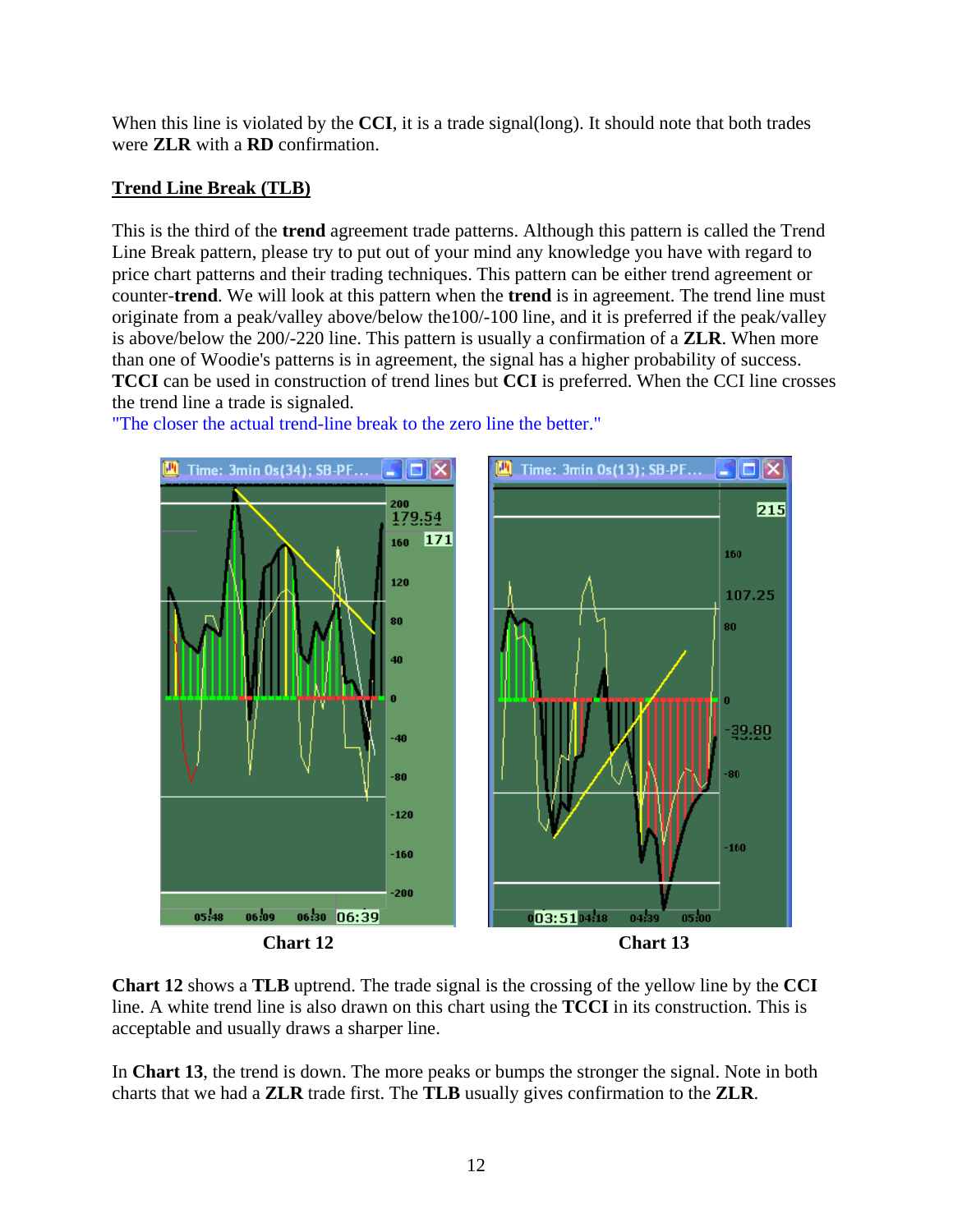When this line is violated by the **CCI**, it is a trade signal(long). It should note that both trades were **ZLR** with a **RD** confirmation.

## Trend Line Break (TLB)

This is the third of the **trend** agreement trade patterns. Although this pattern is called the Trend Line Break pattern, please try to put out of your mind any knowledge you have with regard to price chart patterns and their trading techniques. This pattern can be either trend agreement or counter-**trend**. We will look at this pattern when the **trend** is in agreement. The trend line must originate from a peak/valley above/below the100/-100 line, and it is preferred if the peak/valley is above/below the 200/-220 line. This pattern is usually a confirmation of a **ZLR**. When more than one of Woodie's patterns is in agreement, the signal has a higher probability of success. **TCCI** can be used in construction of trend lines but **CCI** is preferred. When the CCI line crosses the trend line a trade is signaled.

"The closer the actual trend-line break to the zero line the better."

**Chart 12** **Chart 13**

**Chart 12** shows a **TLB** uptrend. The trade signal is the crossing of the yellow line by the **CCI** line. A white trend line is also drawn on this chart using the **TCCI** in its construction. This is acceptable and usually draws a sharper line.

In **Chart 13**, the trend is down. The more peaks or bumps the stronger the signal. Note in both charts that we had a **ZLR** trade first. The **TLB** usually gives confirmation to the **ZLR**.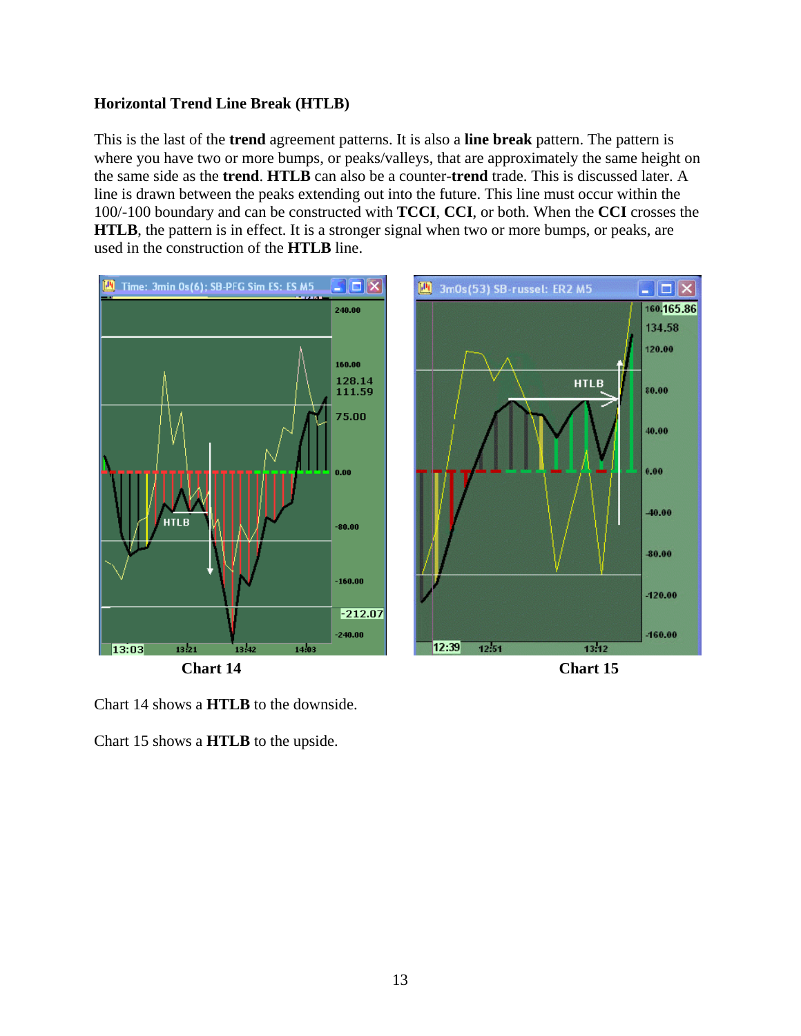### Horizontal Trend Line Break (HTLB)

This is the last of the **trend** agreement patterns. It is also a **line break** pattern. The pattern is where you have two or more bumps, or peaks/valleys, that are approximately the same height on the same side as the **trend**. **HTLB** can also be a counter-**trend** trade. This is discussed later. A line is drawn between the peaks extending out into the future. This line must occur within the 100/-100 boundary and can be constructed with **TCCI**, **CCI**, or both. When the **CCI** crosses the **HTLB**, the pattern is in effect. It is a stronger signal when two or more bumps, or peaks, are used in the construction of the **HTLB** line.

**Chart 14**

**Chart 15**

Chart 14 shows a **HTLB** to the downside.

Chart 15 shows a **HTLB** to the upside.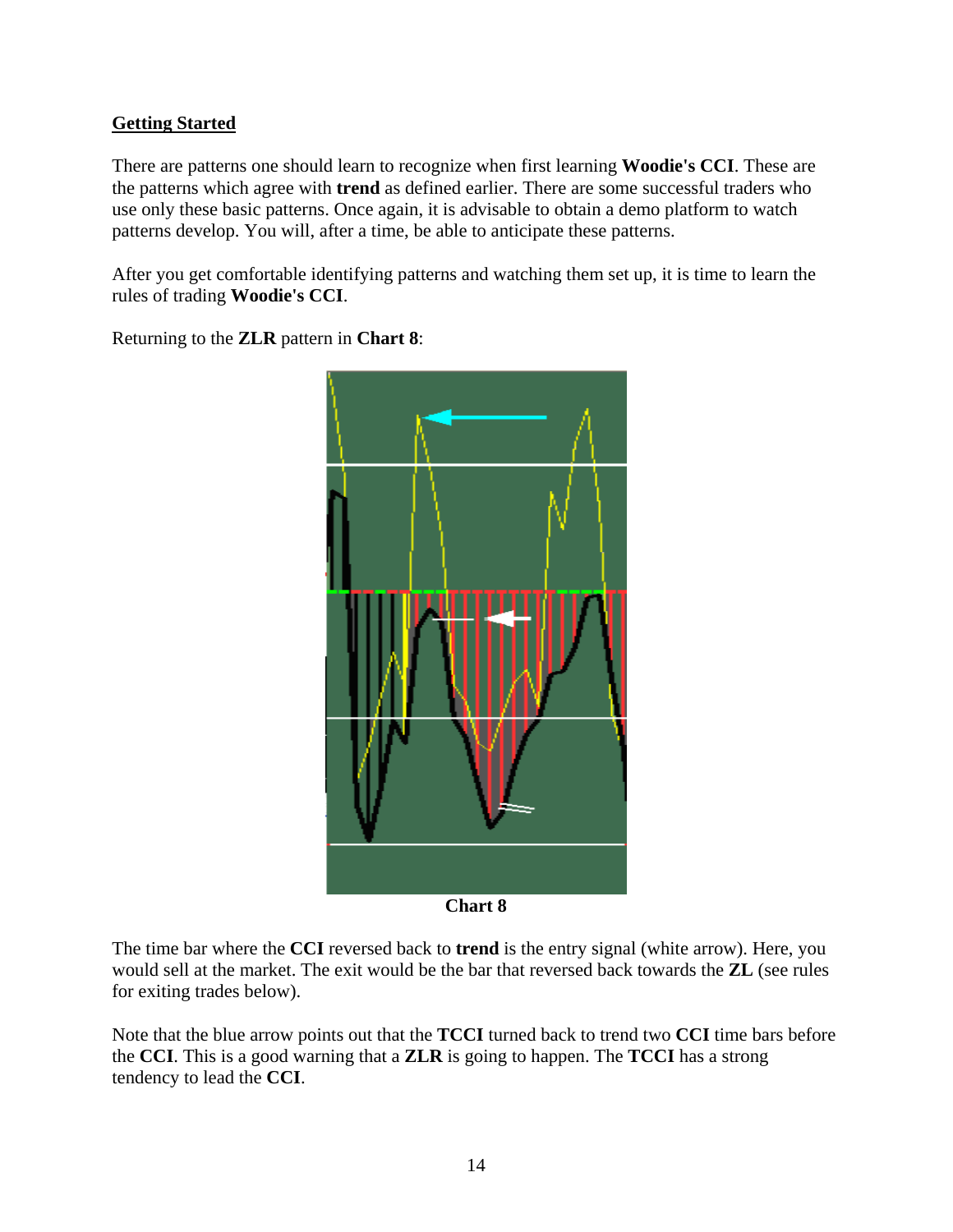## Getting Started

There are patterns one should learn to recognize when first learning **Woodie's CCI**. These are the patterns which agree with **trend** as defined earlier. There are some successful traders who use only these basic patterns. Once again, it is advisable to obtain a demo platform to watch patterns develop. You will, after a time, be able to anticipate these patterns.

After you get comfortable identifying patterns and watching them set up, it is time to learn the rules of trading **Woodie's CCI**.

Returning to the **ZLR** pattern in **Chart 8**:

**Chart 8**

The time bar where the **CCI** reversed back to **trend** is the entry signal (white arrow). Here, you would sell at the market. The exit would be the bar that reversed back towards the **ZL** (see rules for exiting trades below).

Note that the blue arrow points out that the **TCCI** turned back to trend two **CCI** time bars before the **CCI**. This is a good warning that a **ZLR** is going to happen. The **TCCI** has a strong tendency to lead the **CCI**.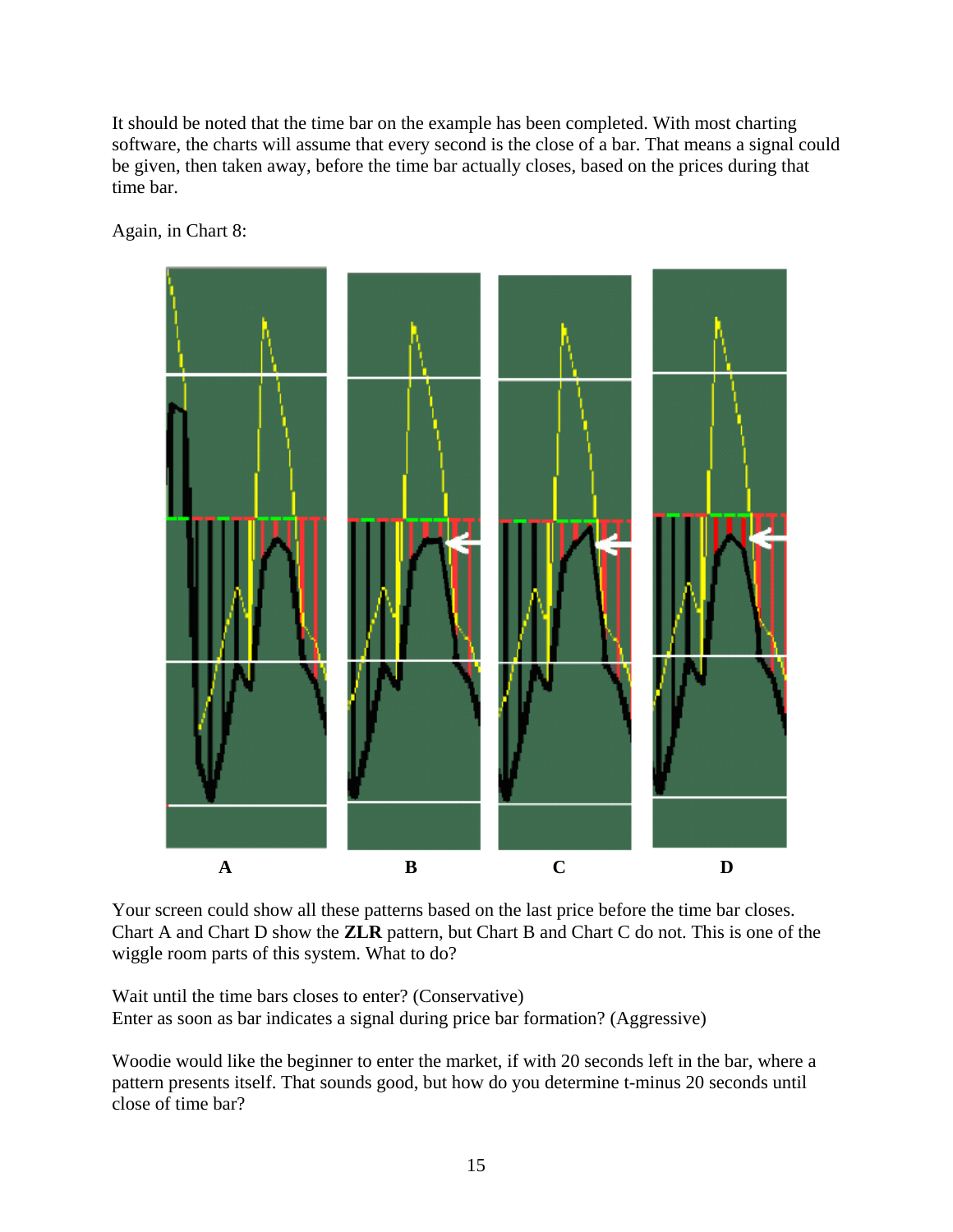It should be noted that the time bar on the example has been completed. With most charting software, the charts will assume that every second is the close of a bar. That means a signal could be given, then taken away, before the time bar actually closes, based on the prices during that time bar.

Again, in Chart 8:

A B C D

Your screen could show all these patterns based on the last price before the time bar closes. Chart A and Chart D show the **ZLR** pattern, but Chart B and Chart C do not. This is one of the wiggle room parts of this system. What to do?

Wait until the time bars closes to enter? (Conservative)
Enter as soon as bar indicates a signal during price bar formation? (Aggressive)

Woodie would like the beginner to enter the market, if with 20 seconds left in the bar, where a pattern presents itself. That sounds good, but how do you determine t-minus 20 seconds until close of time bar?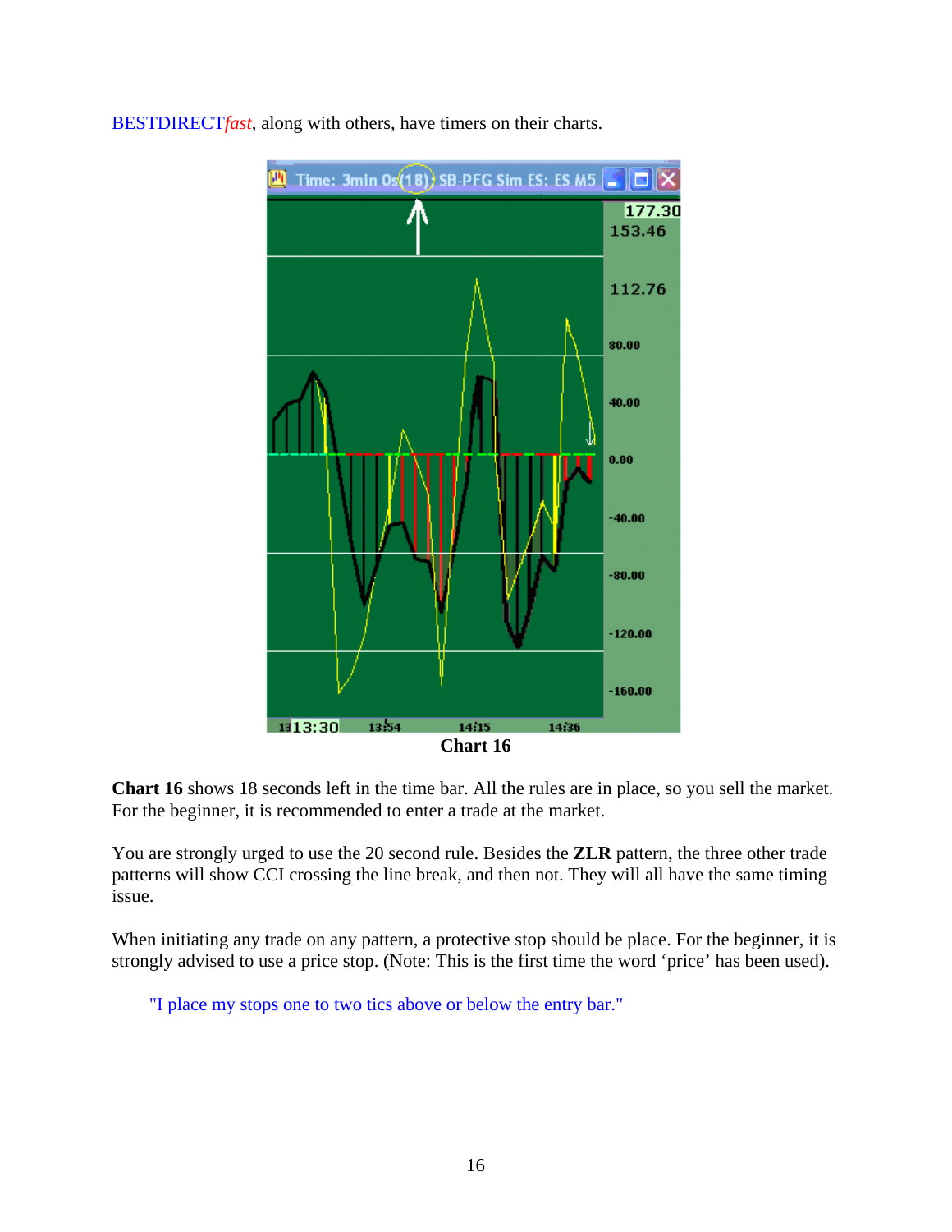BESTDIRECT*fast*, along with others, have timers on their charts.

Chart 16

**Chart 16** shows 18 seconds left in the time bar. All the rules are in place, so you sell the market. For the beginner, it is recommended to enter a trade at the market.

You are strongly urged to use the 20 second rule. Besides the **ZLR** pattern, the three other trade patterns will show CCI crossing the line break, and then not. They will all have the same timing issue.

When initiating any trade on any pattern, a protective stop should be place. For the beginner, it is strongly advised to use a price stop. (Note: This is the first time the word 'price' has been used).

> "I place my stops one to two tics above or below the entry bar."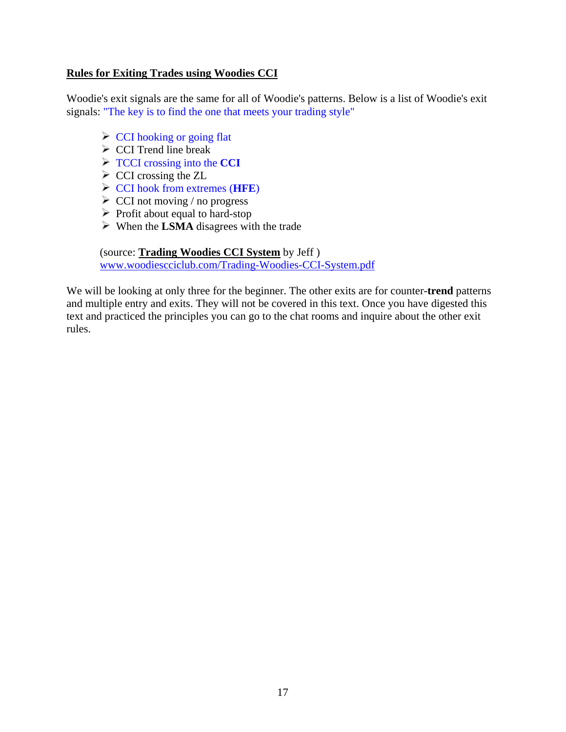## Rules for Exiting Trades using Woodies CCI

Woodie's exit signals are the same for all of Woodie's patterns. Below is a list of Woodie's exit signals: "The key is to find the one that meets your trading style"

- CCI hooking or going flat
- CCI Trend line break
- TCCI crossing into the **CCI**
- CCI crossing the ZL
- CCI hook from extremes (**HFE**)
- CCI not moving / no progress
- Profit about equal to hard-stop
- When the **LSMA** disagrees with the trade

(source: **Trading Woodies CCI System** by Jeff )
www.woodiescciclub.com/Trading-Woodies-CCI-System.pdf

We will be looking at only three for the beginner. The other exits are for counter-**trend** patterns and multiple entry and exits. They will not be covered in this text. Once you have digested this text and practiced the principles you can go to the chat rooms and inquire about the other exit rules.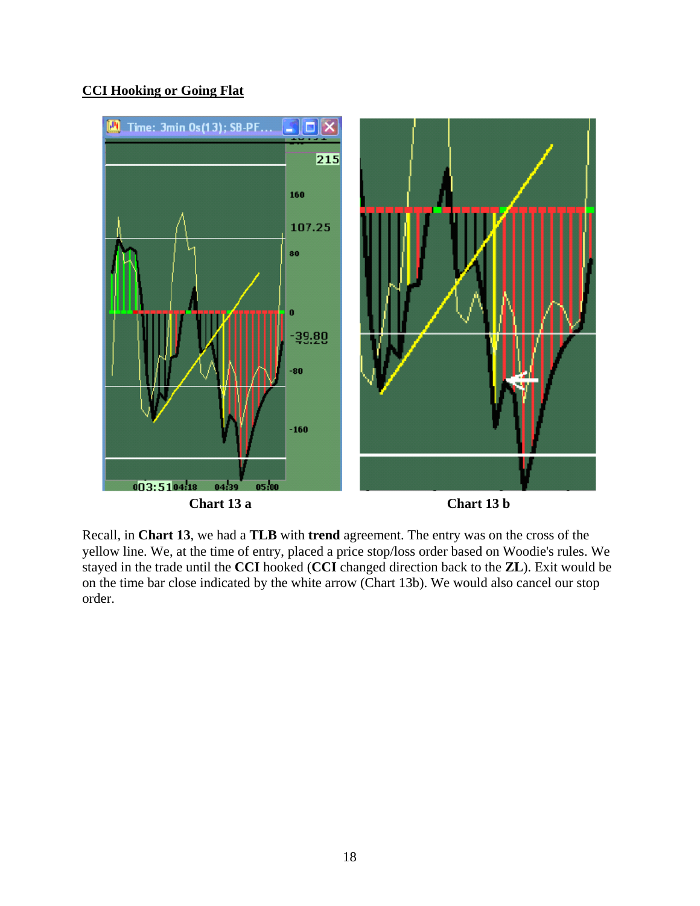## CCI Hooking or Going Flat

Chart 13 a

Chart 13 b

Recall, in **Chart 13**, we had a **TLB** with **trend** agreement. The entry was on the cross of the yellow line. We, at the time of entry, placed a price stop/loss order based on Woodie's rules. We stayed in the trade until the **CCI** hooked (**CCI** changed direction back to the **ZL**). Exit would be on the time bar close indicated by the white arrow (Chart 13b). We would also cancel our stop order.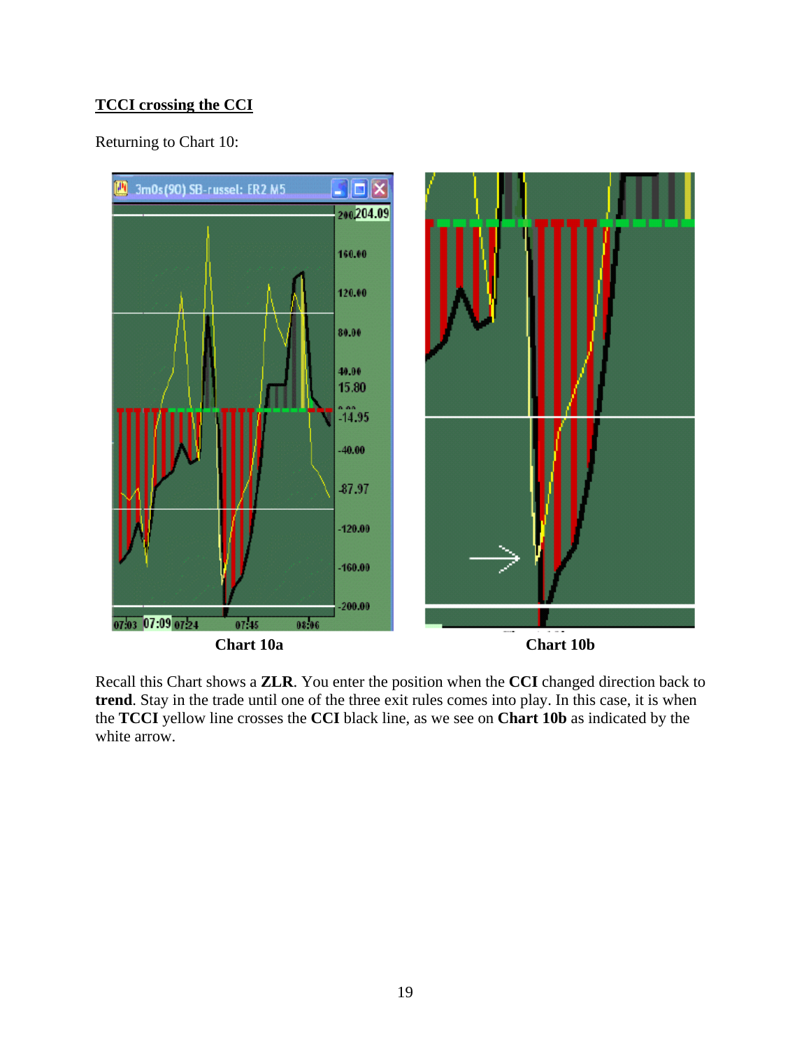**TCCI crossing the CCI**

Returning to Chart 10:

Chart 10a

Chart 10b

Recall this Chart shows a **ZLR**. You enter the position when the **CCI** changed direction back to **trend**. Stay in the trade until one of the three exit rules comes into play. In this case, it is when the **TCCI** yellow line crosses the **CCI** black line, as we see on **Chart 10b** as indicated by the white arrow.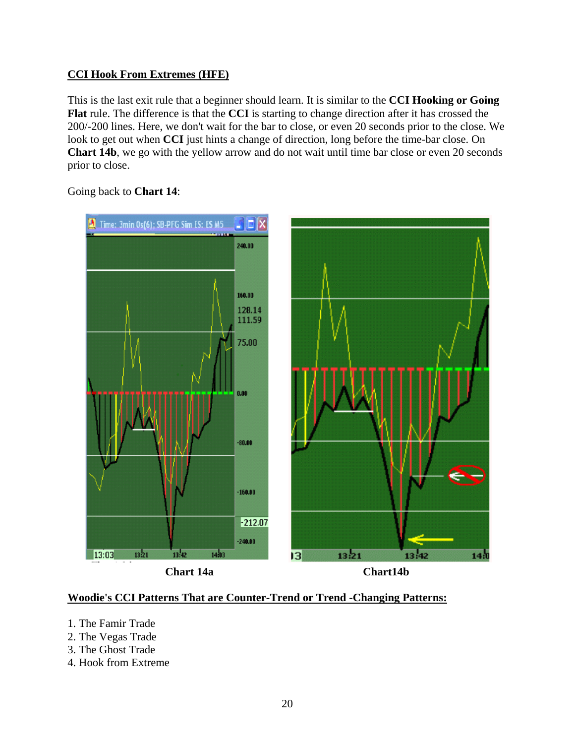## CCI Hook From Extremes (HFE)

This is the last exit rule that a beginner should learn. It is similar to the **CCI Hooking or Going Flat** rule. The difference is that the **CCI** is starting to change direction after it has crossed the 200/-200 lines. Here, we don't wait for the bar to close, or even 20 seconds prior to the close. We look to get out when **CCI** just hints a change of direction, long before the time-bar close. On **Chart 14b**, we go with the yellow arrow and do not wait until time bar close or even 20 seconds prior to close.

Going back to **Chart 14**:

**Chart 14a** **Chart14b**

## Woodie's CCI Patterns That are Counter-Trend or Trend -Changing Patterns:

1. The Famir Trade
2. The Vegas Trade
3. The Ghost Trade
4. Hook from Extreme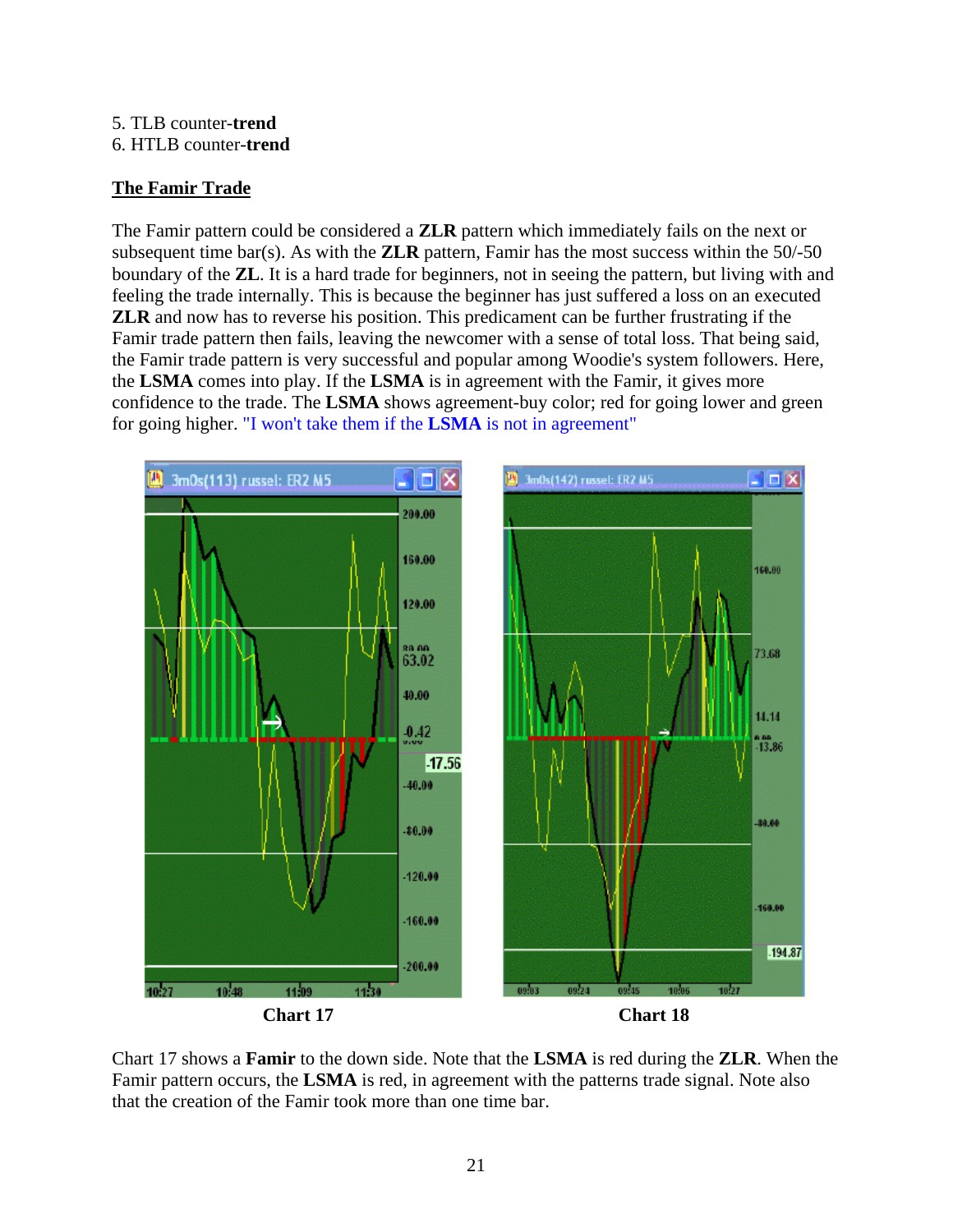5. TLB counter-**trend**
6. HTLB counter-**trend**

## The Famir Trade

The Famir pattern could be considered a **ZLR** pattern which immediately fails on the next or subsequent time bar(s). As with the **ZLR** pattern, Famir has the most success within the 50/-50 boundary of the **ZL**. It is a hard trade for beginners, not in seeing the pattern, but living with and feeling the trade internally. This is because the beginner has just suffered a loss on an executed **ZLR** and now has to reverse his position. This predicament can be further frustrating if the Famir trade pattern then fails, leaving the newcomer with a sense of total loss. That being said, the Famir trade pattern is very successful and popular among Woodie's system followers. Here, the **LSMA** comes into play. If the **LSMA** is in agreement with the Famir, it gives more confidence to the trade. The **LSMA** shows agreement-buy color; red for going lower and green for going higher. "I won't take them if the **LSMA** is not in agreement"

**Chart 17**

**Chart 18**

Chart 17 shows a **Famir** to the down side. Note that the **LSMA** is red during the **ZLR**. When the Famir pattern occurs, the **LSMA** is red, in agreement with the patterns trade signal. Note also that the creation of the Famir took more than one time bar.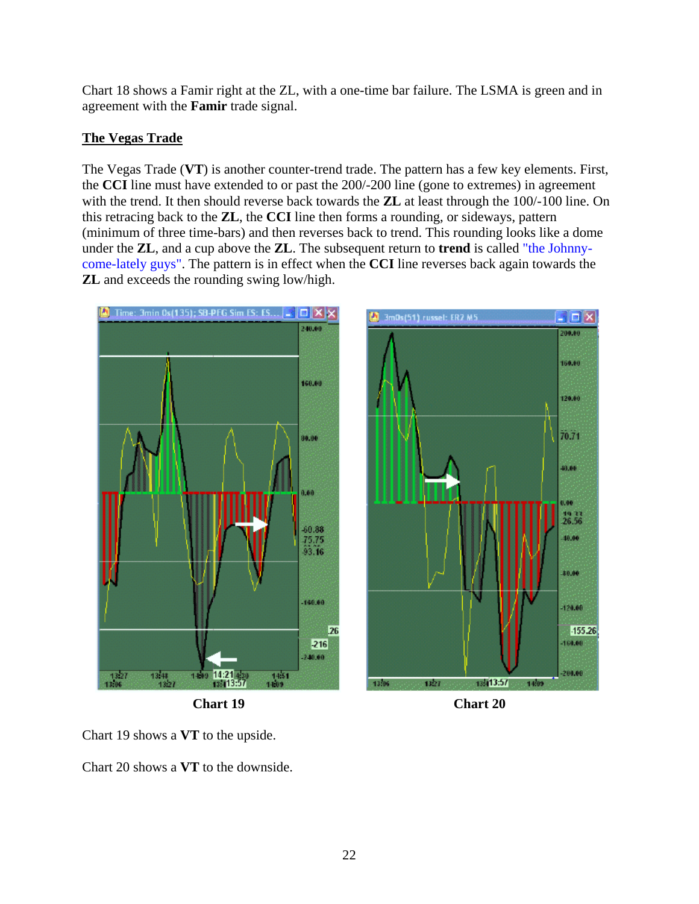Chart 18 shows a Famir right at the ZL, with a one-time bar failure. The LSMA is green and in agreement with the **Famir** trade signal.

## The Vegas Trade

The Vegas Trade (**VT**) is another counter-trend trade. The pattern has a few key elements. First, the **CCI** line must have extended to or past the 200/-200 line (gone to extremes) in agreement with the trend. It then should reverse back towards the **ZL** at least through the 100/-100 line. On this retracing back to the **ZL**, the **CCI** line then forms a rounding, or sideways, pattern (minimum of three time-bars) and then reverses back to trend. This rounding looks like a dome under the **ZL**, and a cup above the **ZL**. The subsequent return to **trend** is called "the Johnny-come-lately guys". The pattern is in effect when the **CCI** line reverses back again towards the **ZL** and exceeds the rounding swing low/high.

**Chart 19**

**Chart 20**

Chart 19 shows a **VT** to the upside.

Chart 20 shows a **VT** to the downside.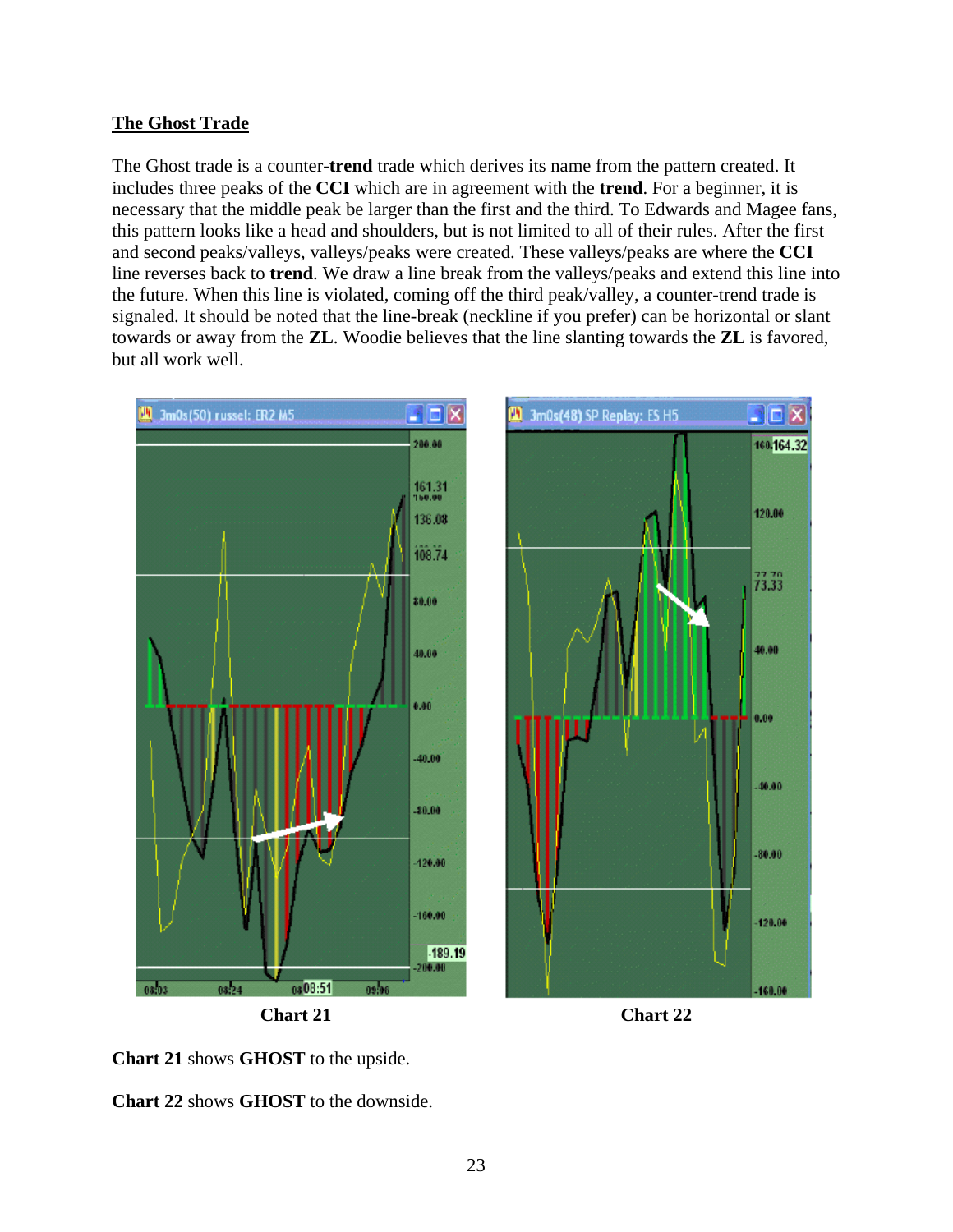## The Ghost Trade

The Ghost trade is a counter-**trend** trade which derives its name from the pattern created. It includes three peaks of the **CCI** which are in agreement with the **trend**. For a beginner, it is necessary that the middle peak be larger than the first and the third. To Edwards and Magee fans, this pattern looks like a head and shoulders, but is not limited to all of their rules. After the first and second peaks/valleys, valleys/peaks were created. These valleys/peaks are where the **CCI** line reverses back to **trend**. We draw a line break from the valleys/peaks and extend this line into the future. When this line is violated, coming off the third peak/valley, a counter-trend trade is signaled. It should be noted that the line-break (neckline if you prefer) can be horizontal or slant towards or away from the **ZL**. Woodie believes that the line slanting towards the **ZL** is favored, but all work well.

**Chart 21**

**Chart 22**

**Chart 21** shows **GHOST** to the upside.

**Chart 22** shows **GHOST** to the downside.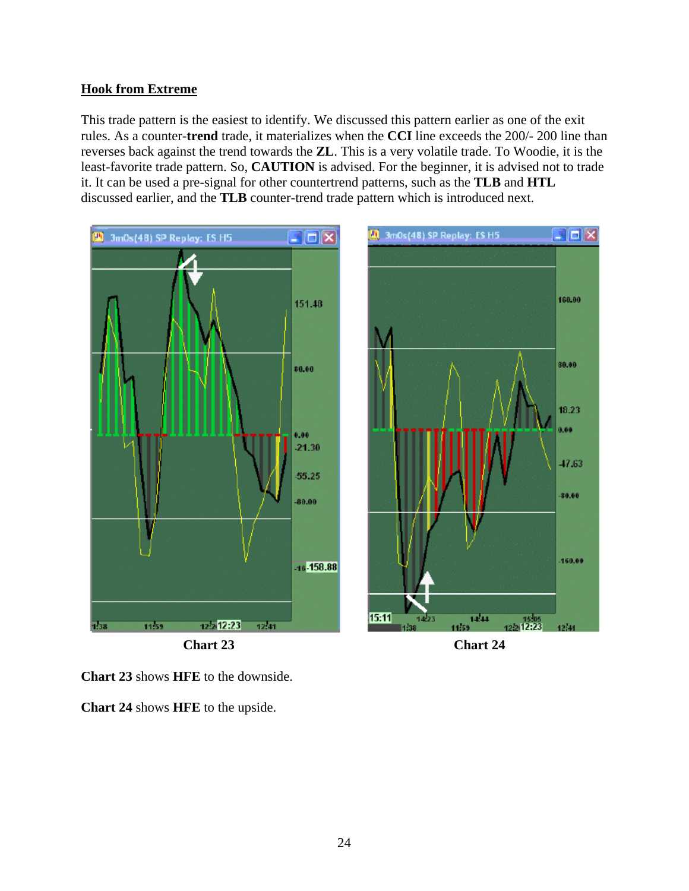## Hook from Extreme

This trade pattern is the easiest to identify. We discussed this pattern earlier as one of the exit rules. As a counter-**trend** trade, it materializes when the **CCI** line exceeds the 200/- 200 line than reverses back against the trend towards the **ZL**. This is a very volatile trade. To Woodie, it is the least-favorite trade pattern. So, **CAUTION** is advised. For the beginner, it is advised not to trade it. It can be used a pre-signal for other countertrend patterns, such as the **TLB** and **HTL** discussed earlier, and the **TLB** counter-trend trade pattern which is introduced next.

**Chart 23**

**Chart 24**

**Chart 23** shows **HFE** to the downside.

**Chart 24** shows **HFE** to the upside.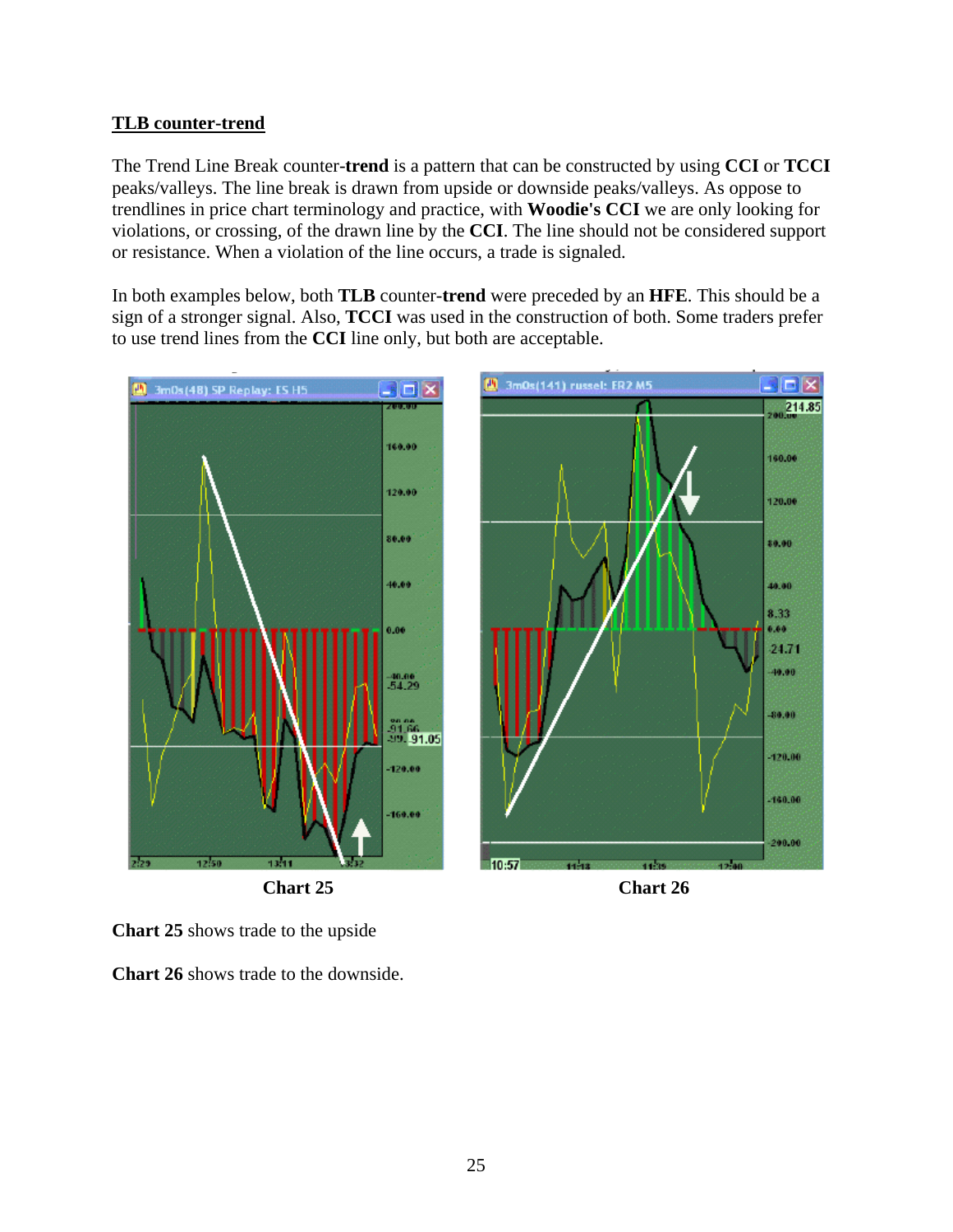## TLB counter-trend

The Trend Line Break counter-**trend** is a pattern that can be constructed by using **CCI** or **TCCI** peaks/valleys. The line break is drawn from upside or downside peaks/valleys. As oppose to trendlines in price chart terminology and practice, with **Woodie's CCI** we are only looking for violations, or crossing, of the drawn line by the **CCI**. The line should not be considered support or resistance. When a violation of the line occurs, a trade is signaled.

In both examples below, both **TLB** counter-**trend** were preceded by an **HFE**. This should be a sign of a stronger signal. Also, **TCCI** was used in the construction of both. Some traders prefer to use trend lines from the **CCI** line only, but both are acceptable.

**Chart 25**

**Chart 26**

**Chart 25** shows trade to the upside

**Chart 26** shows trade to the downside.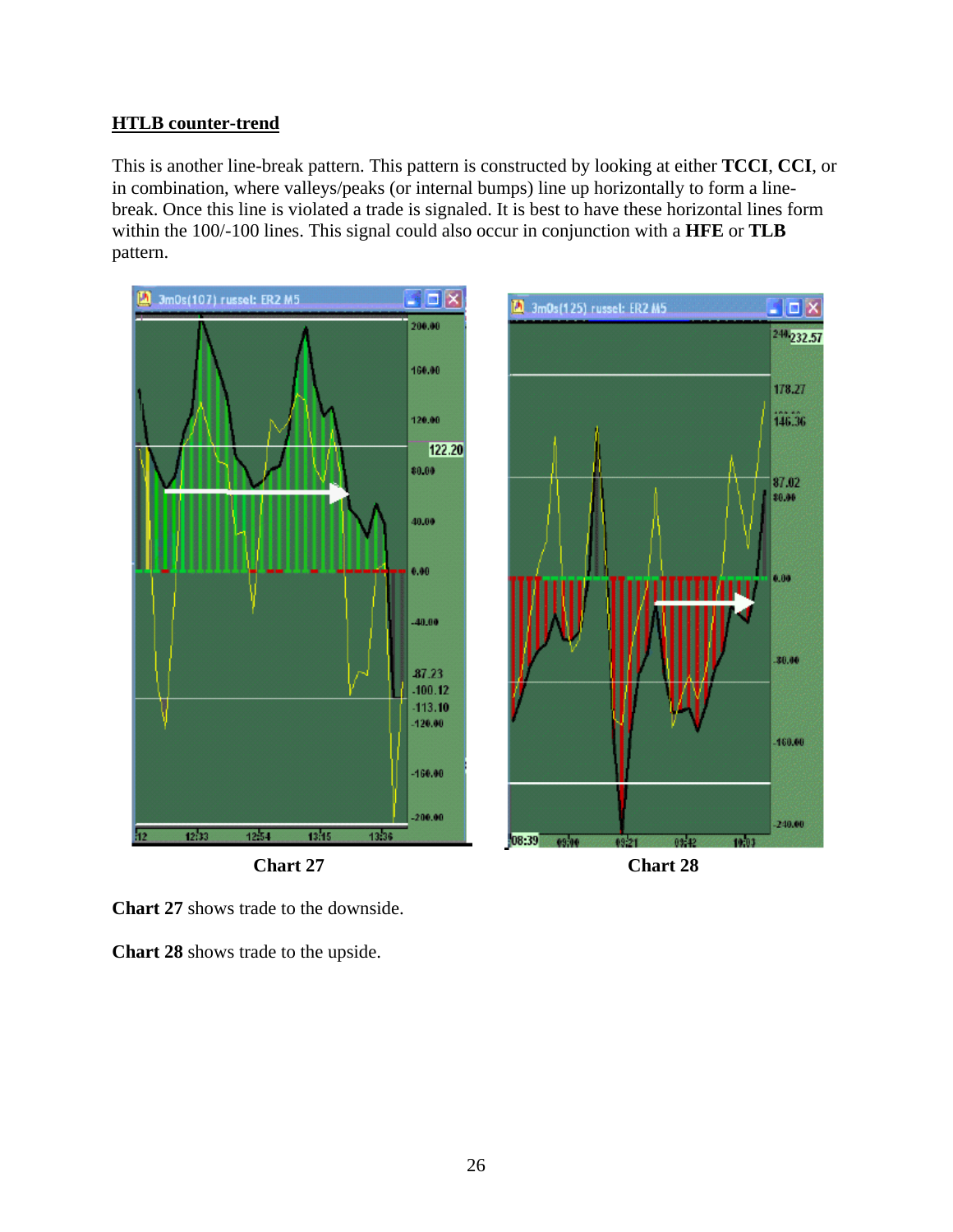**HTLB counter-trend**

This is another line-break pattern. This pattern is constructed by looking at either **TCCI**, **CCI**, or in combination, where valleys/peaks (or internal bumps) line up horizontally to form a line-break. Once this line is violated a trade is signaled. It is best to have these horizontal lines form within the 100/-100 lines. This signal could also occur in conjunction with a **HFE** or **TLB** pattern.

**Chart 27**

**Chart 28**

**Chart 27** shows trade to the downside.

**Chart 28** shows trade to the upside.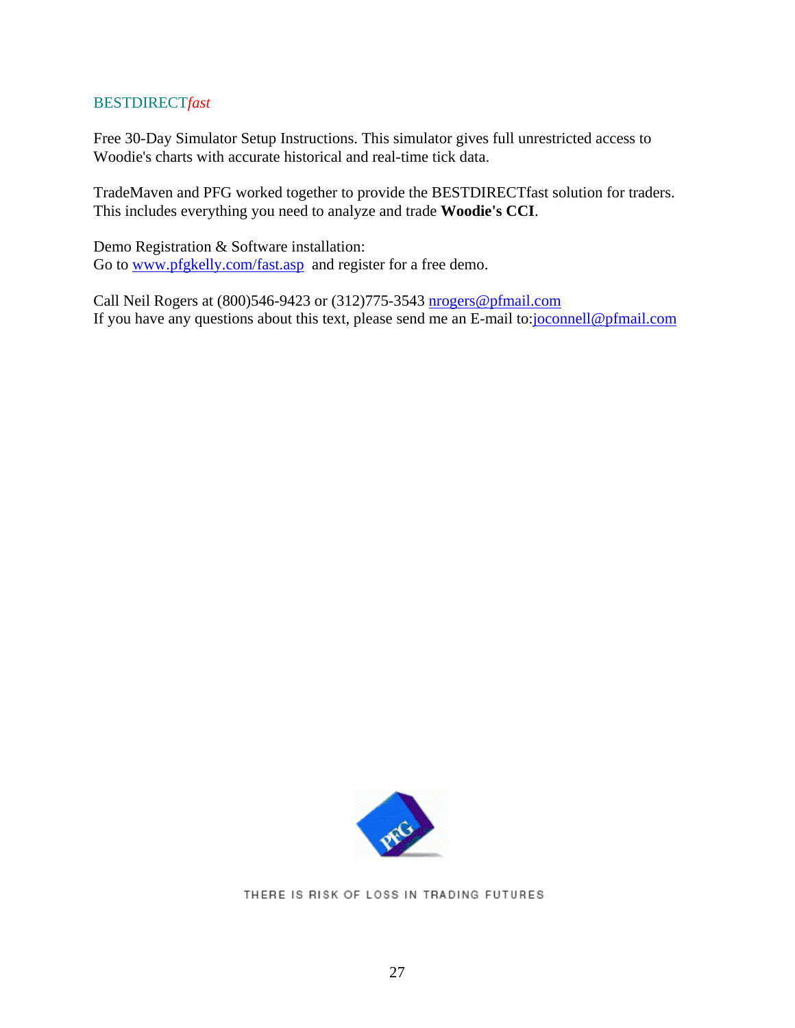BESTDIRECT*fast*

Free 30-Day Simulator Setup Instructions. This simulator gives full unrestricted access to Woodie's charts with accurate historical and real-time tick data.

TradeMaven and PFG worked together to provide the BESTDIRECTfast solution for traders. This includes everything you need to analyze and trade **Woodie's CCI**.

Demo Registration & Software installation:
Go to www.pfgkelly.com/fast.asp and register for a free demo.

Call Neil Rogers at (800)546-9423 or (312)775-3543 nrogers@pfmail.com
If you have any questions about this text, please send me an E-mail to:joconnell@pfmail.com

THERE IS RISK OF LOSS IN TRADING FUTURES